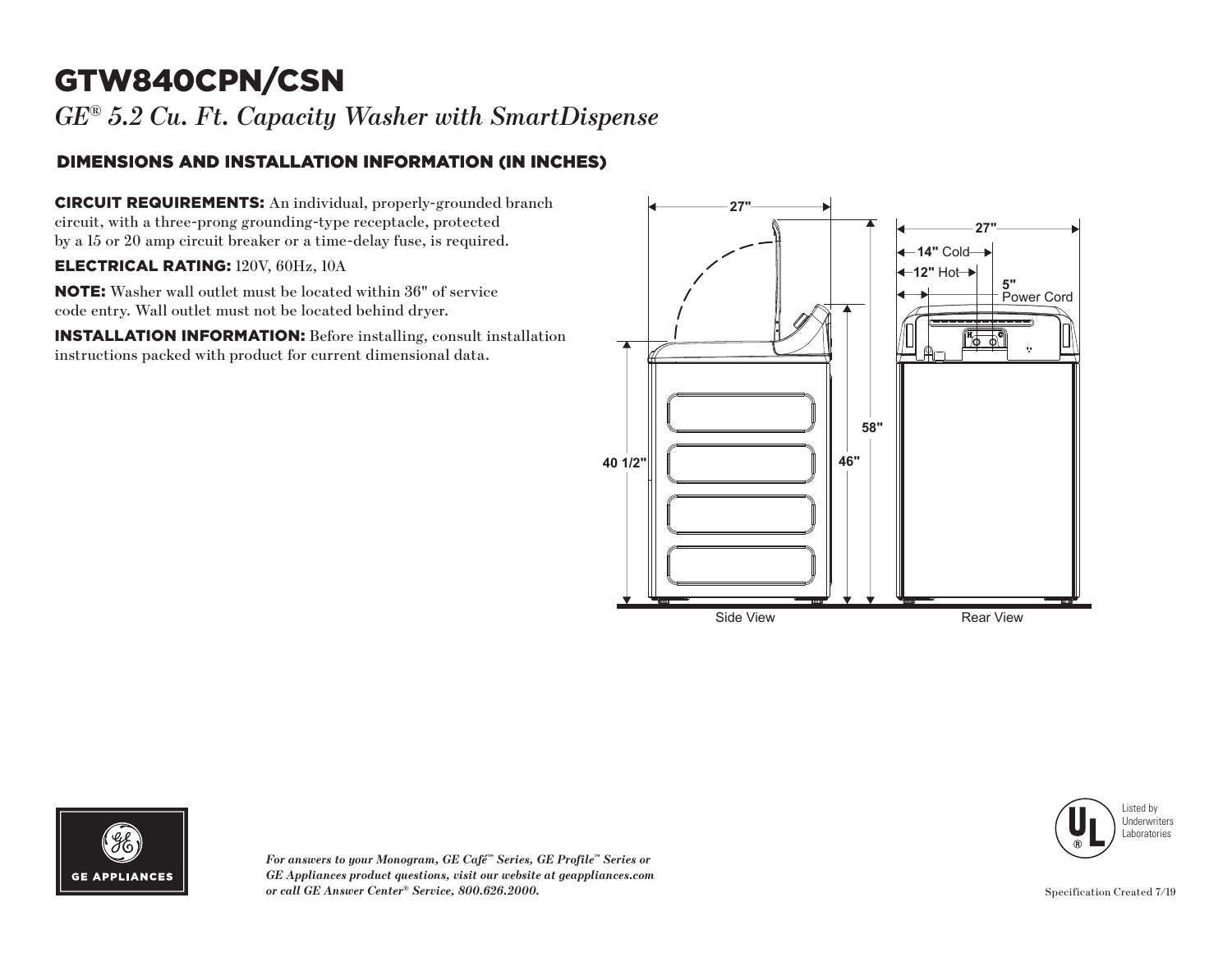# GTW840CPN/CSN

*GE® 5.2 Cu. Ft. Capacity Washer with SmartDispense*

## DIMENSIONS AND INSTALLATION INFORMATION (IN INCHES)

**CIRCUIT REQUIREMENTS:** An individual, properly-grounded branch circuit, with a three-prong grounding-type receptacle, protected by a 15 or 20 amp circuit breaker or a time-delay fuse, is required.

**ELECTRICAL RATING:** 120V, 60Hz, 10A

**NOTE:** Washer wall outlet must be located within 36" of service code entry. Wall outlet must not be located behind dryer.

**INSTALLATION INFORMATION:** Before installing, consult installation instructions packed with product for current dimensional data.

27"

40 1/2"

46"

58"

Side View

27"

14" Cold

12" Hot

5" Power Cord

Rear View

*For answers to your Monogram, GE Café™ Series, GE Profile™ Series or GE Appliances product questions, visit our website at geappliances.com or call GE Answer Center® Service, 800.626.2000.*

Listed by Underwriters Laboratories

Specification Created 7/19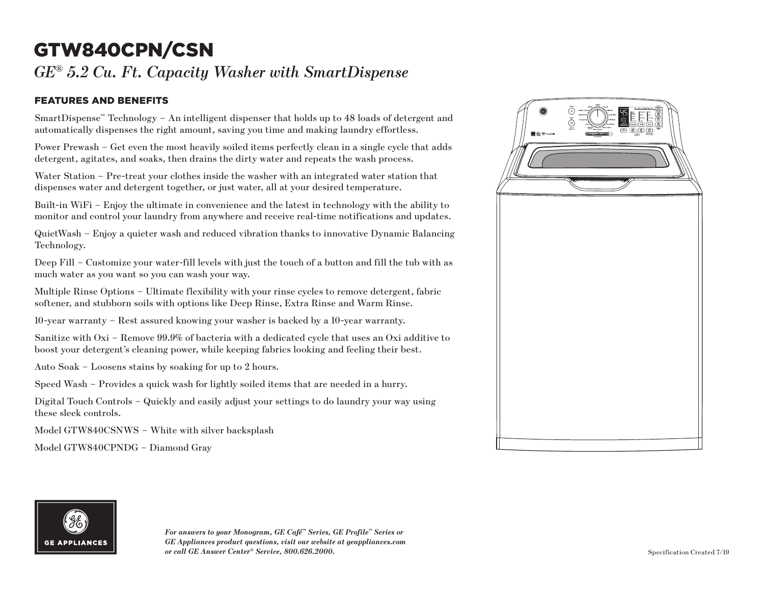# GTW840CPN/CSN

*GE® 5.2 Cu. Ft. Capacity Washer with SmartDispense*

## FEATURES AND BENEFITS

SmartDispense™ Technology – An intelligent dispenser that holds up to 48 loads of detergent and automatically dispenses the right amount, saving you time and making laundry effortless.

Power Prewash – Get even the most heavily soiled items perfectly clean in a single cycle that adds detergent, agitates, and soaks, then drains the dirty water and repeats the wash process.

Water Station – Pre-treat your clothes inside the washer with an integrated water station that dispenses water and detergent together, or just water, all at your desired temperature.

Built-in WiFi – Enjoy the ultimate in convenience and the latest in technology with the ability to monitor and control your laundry from anywhere and receive real-time notifications and updates.

QuietWash – Enjoy a quieter wash and reduced vibration thanks to innovative Dynamic Balancing Technology.

Deep Fill – Customize your water-fill levels with just the touch of a button and fill the tub with as much water as you want so you can wash your way.

Multiple Rinse Options – Ultimate flexibility with your rinse cycles to remove detergent, fabric softener, and stubborn soils with options like Deep Rinse, Extra Rinse and Warm Rinse.

10-year warranty – Rest assured knowing your washer is backed by a 10-year warranty.

Sanitize with Oxi – Remove 99.9% of bacteria with a dedicated cycle that uses an Oxi additive to boost your detergent's cleaning power, while keeping fabrics looking and feeling their best.

Auto Soak – Loosens stains by soaking for up to 2 hours.

Speed Wash – Provides a quick wash for lightly soiled items that are needed in a hurry.

Digital Touch Controls – Quickly and easily adjust your settings to do laundry your way using these sleek controls.

Model GTW840CSNWS – White with silver backsplash

Model GTW840CPNDG – Diamond Gray

GE APPLIANCES

*For answers to your Monogram, GE Café™ Series, GE Profile™ Series or GE Appliances product questions, visit our website at geappliances.com or call GE Answer Center® Service, 800.626.2000.*

Specification Created 7/19